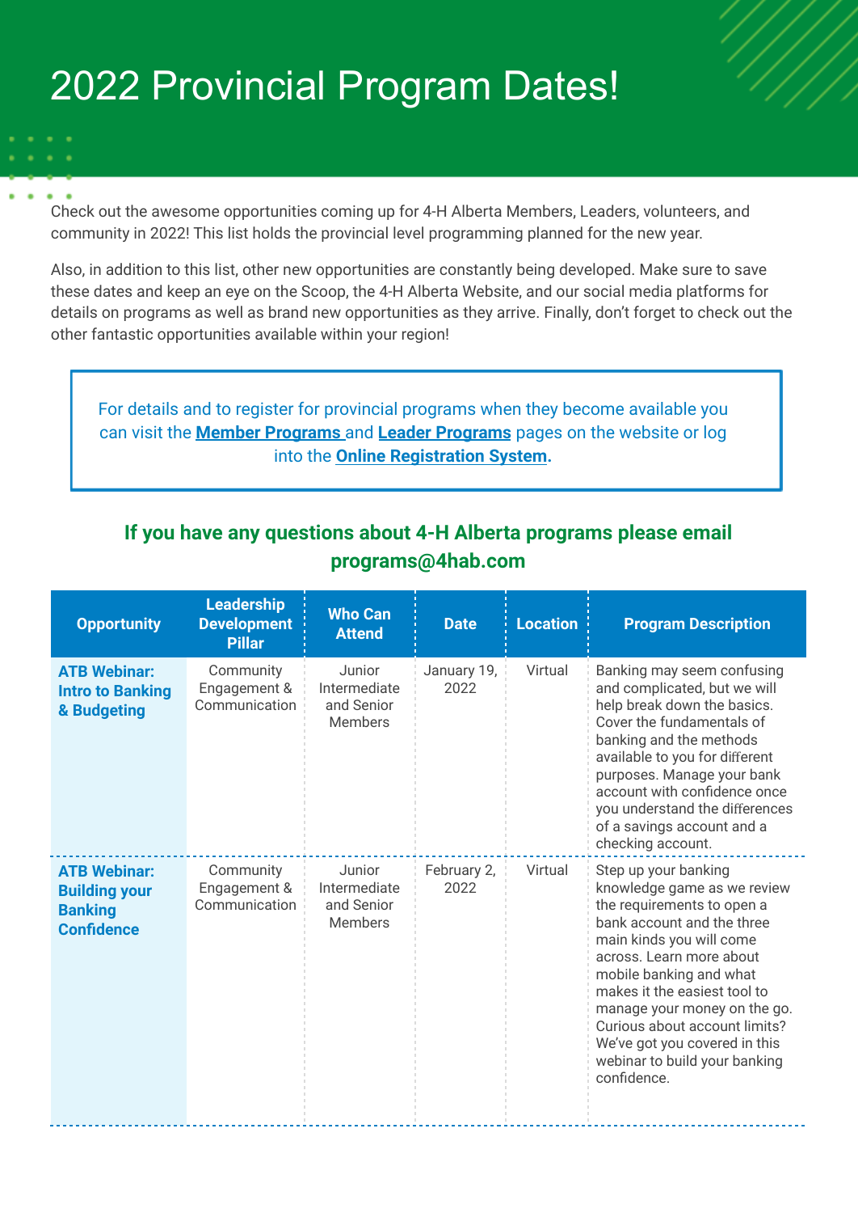# 2022 Provincial Program Dates!

Check out the awesome opportunities coming up for 4-H Alberta Members, Leaders, volunteers, and community in 2022! This list holds the provincial level programming planned for the new year.

Also, in addition to this list, other new opportunities are constantly being developed. Make sure to save these dates and keep an eye on the Scoop, the 4-H Alberta Website, and our social media platforms for details on programs as well as brand new opportunities as they arrive. Finally, don't forget to check out the other fantastic opportunities available within your region!

> For details and to register for provincial programs when they become available you can visit the **Member Programs** and **Leader Programs** pages on the website or log into the **Online Registration System**.

**If you have any questions about 4-H Alberta programs please email programs@4hab.com**

| Opportunity | Leadership Development Pillar | Who Can Attend | Date | Location | Program Description |
|---|---|---|---|---|---|
| **ATB Webinar: Intro to Banking & Budgeting** | Community Engagement & Communication | Junior Intermediate and Senior Members | January 19, 2022 | Virtual | Banking may seem confusing and complicated, but we will help break down the basics. Cover the fundamentals of banking and the methods available to you for different purposes. Manage your bank account with confidence once you understand the differences of a savings account and a checking account. |
| **ATB Webinar: Building your Banking Confidence** | Community Engagement & Communication | Junior Intermediate and Senior Members | February 2, 2022 | Virtual | Step up your banking knowledge game as we review the requirements to open a bank account and the three main kinds you will come across. Learn more about mobile banking and what makes it the easiest tool to manage your money on the go. Curious about account limits? We've got you covered in this webinar to build your banking confidence. |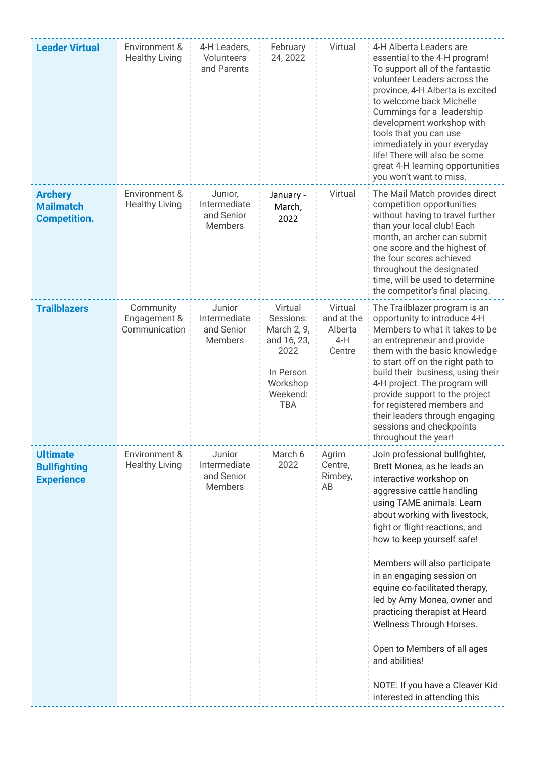| | | | | | |
|---|---|---|---|---|---|
| **Leader Virtual** | Environment & Healthy Living | 4-H Leaders, Volunteers and Parents | February 24, 2022 | Virtual | 4-H Alberta Leaders are essential to the 4-H program! To support all of the fantastic volunteer Leaders across the province, 4-H Alberta is excited to welcome back Michelle Cummings for a leadership development workshop with tools that you can use immediately in your everyday life! There will also be some great 4-H learning opportunities you won't want to miss. |
| **Archery Mailmatch Competition.** | Environment & Healthy Living | Junior, Intermediate and Senior Members | January - March, 2022 | Virtual | The Mail Match provides direct competition opportunities without having to travel further than your local club! Each month, an archer can submit one score and the highest of the four scores achieved throughout the designated time, will be used to determine the competitor's final placing. |
| **Trailblazers** | Community Engagement & Communication | Junior Intermediate and Senior Members | Virtual Sessions: March 2, 9, and 16, 23, 2022<br><br>In Person Workshop Weekend: TBA | Virtual and at the Alberta 4-H Centre | The Trailblazer program is an opportunity to introduce 4-H Members to what it takes to be an entrepreneur and provide them with the basic knowledge to start off on the right path to build their business, using their 4-H project. The program will provide support to the project for registered members and their leaders through engaging sessions and checkpoints throughout the year! |
| **Ultimate Bullfighting Experience** | Environment & Healthy Living | Junior Intermediate and Senior Members | March 6 2022 | Agrim Centre, Rimbey, AB | Join professional bullfighter, Brett Monea, as he leads an interactive workshop on aggressive cattle handling using TAME animals. Learn about working with livestock, fight or flight reactions, and how to keep yourself safe!<br><br>Members will also participate in an engaging session on equine co-facilitated therapy, led by Amy Monea, owner and practicing therapist at Heard Wellness Through Horses.<br><br>Open to Members of all ages and abilities!<br><br>NOTE: If you have a Cleaver Kid interested in attending this |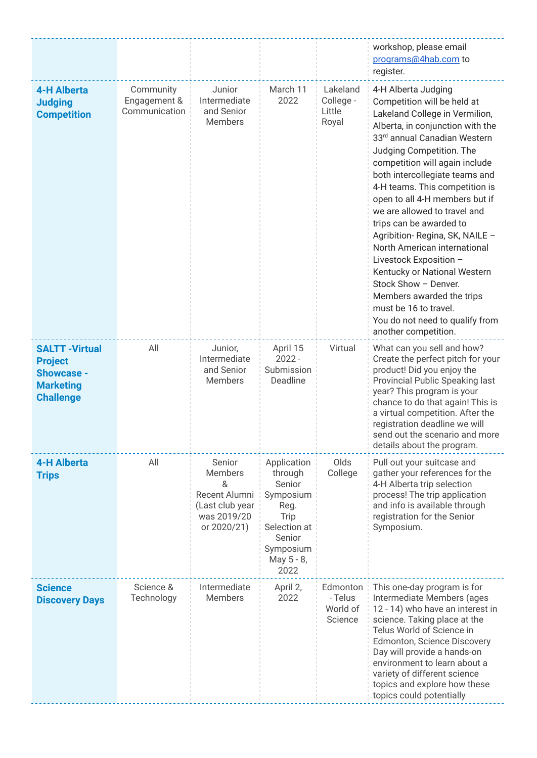| | | | | | |
|---|---|---|---|---|---|
| | | | | | workshop, please email programs@4hab.com to register. |
| **4-H Alberta Judging Competition** | Community Engagement & Communication | Junior Intermediate and Senior Members | March 11 2022 | Lakeland College - Little Royal | 4-H Alberta Judging Competition will be held at Lakeland College in Vermilion, Alberta, in conjunction with the 33rd annual Canadian Western Judging Competition. The competition will again include both intercollegiate teams and 4-H teams. This competition is open to all 4-H members but if we are allowed to travel and trips can be awarded to Agribition- Regina, SK, NAILE – North American international Livestock Exposition – Kentucky or National Western Stock Show – Denver. Members awarded the trips must be 16 to travel. You do not need to qualify from another competition. |
| **SALTT -Virtual Project Showcase - Marketing Challenge** | All | Junior, Intermediate and Senior Members | April 15 2022 - Submission Deadline | Virtual | What can you sell and how? Create the perfect pitch for your product! Did you enjoy the Provincial Public Speaking last year? This program is your chance to do that again! This is a virtual competition. After the registration deadline we will send out the scenario and more details about the program. |
| **4-H Alberta Trips** | All | Senior Members & Recent Alumni (Last club year was 2019/20 or 2020/21) | Application through Senior Symposium Reg. Trip Selection at Senior Symposium May 5 - 8, 2022 | Olds College | Pull out your suitcase and gather your references for the 4-H Alberta trip selection process! The trip application and info is available through registration for the Senior Symposium. |
| **Science Discovery Days** | Science & Technology | Intermediate Members | April 2, 2022 | Edmonton - Telus World of Science | This one-day program is for Intermediate Members (ages 12 - 14) who have an interest in science. Taking place at the Telus World of Science in Edmonton, Science Discovery Day will provide a hands-on environment to learn about a variety of different science topics and explore how these topics could potentially |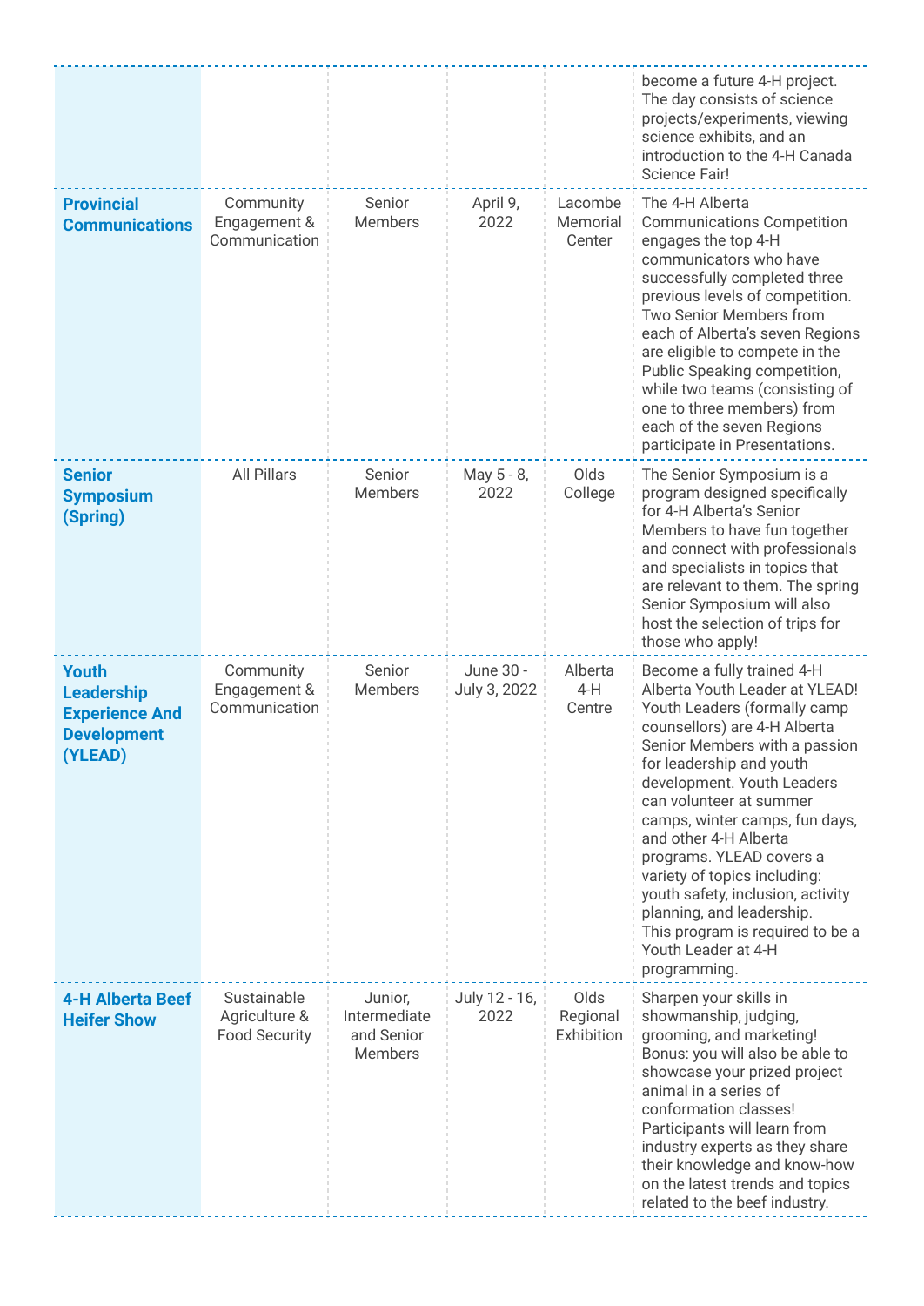| | | | | | |
|---|---|---|---|---|---|
| | | | | | become a future 4-H project. The day consists of science projects/experiments, viewing science exhibits, and an introduction to the 4-H Canada Science Fair! |
| **Provincial Communications** | Community Engagement & Communication | Senior Members | April 9, 2022 | Lacombe Memorial Center | The 4-H Alberta Communications Competition engages the top 4-H communicators who have successfully completed three previous levels of competition. Two Senior Members from each of Alberta's seven Regions are eligible to compete in the Public Speaking competition, while two teams (consisting of one to three members) from each of the seven Regions participate in Presentations. |
| **Senior Symposium (Spring)** | All Pillars | Senior Members | May 5 - 8, 2022 | Olds College | The Senior Symposium is a program designed specifically for 4-H Alberta's Senior Members to have fun together and connect with professionals and specialists in topics that are relevant to them. The spring Senior Symposium will also host the selection of trips for those who apply! |
| **Youth Leadership Experience And Development (YLEAD)** | Community Engagement & Communication | Senior Members | June 30 - July 3, 2022 | Alberta 4-H Centre | Become a fully trained 4-H Alberta Youth Leader at YLEAD! Youth Leaders (formally camp counsellors) are 4-H Alberta Senior Members with a passion for leadership and youth development. Youth Leaders can volunteer at summer camps, winter camps, fun days, and other 4-H Alberta programs. YLEAD covers a variety of topics including: youth safety, inclusion, activity planning, and leadership. This program is required to be a Youth Leader at 4-H programming. |
| **4-H Alberta Beef Heifer Show** | Sustainable Agriculture & Food Security | Junior, Intermediate and Senior Members | July 12 - 16, 2022 | Olds Regional Exhibition | Sharpen your skills in showmanship, judging, grooming, and marketing! Bonus: you will also be able to showcase your prized project animal in a series of conformation classes! Participants will learn from industry experts as they share their knowledge and know-how on the latest trends and topics related to the beef industry. |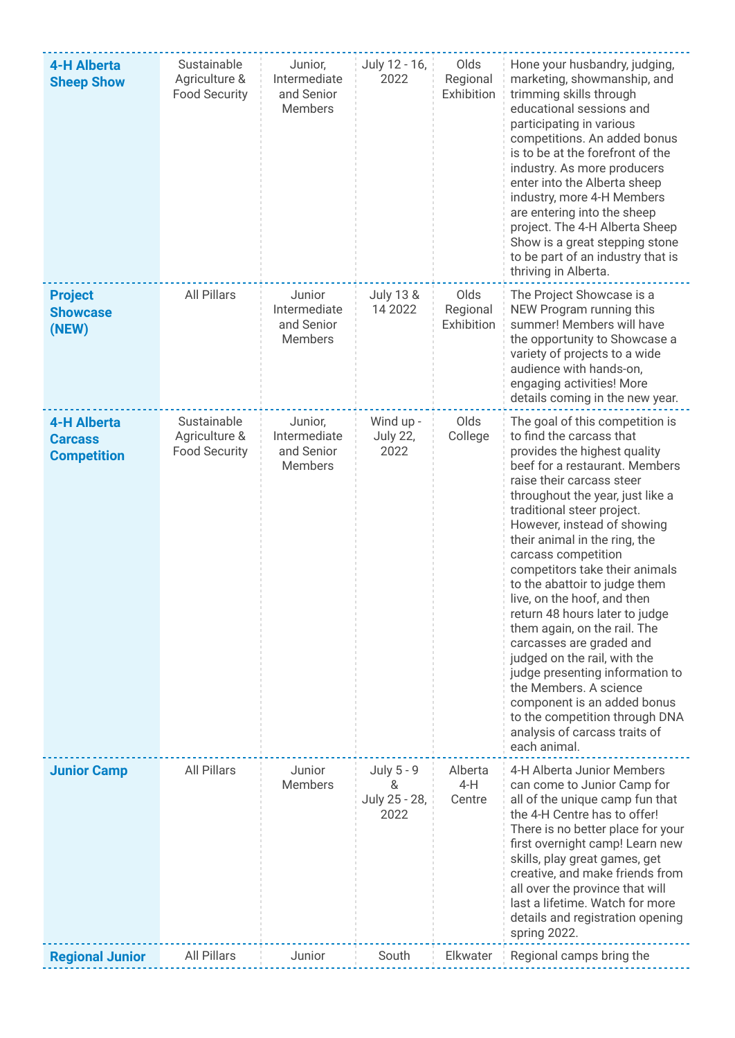| | | | | | |
|---|---|---|---|---|---|
| **4-H Alberta Sheep Show** | Sustainable Agriculture & Food Security | Junior, Intermediate and Senior Members | July 12 - 16, 2022 | Olds Regional Exhibition | Hone your husbandry, judging, marketing, showmanship, and trimming skills through educational sessions and participating in various competitions. An added bonus is to be at the forefront of the industry. As more producers enter into the Alberta sheep industry, more 4-H Members are entering into the sheep project. The 4-H Alberta Sheep Show is a great stepping stone to be part of an industry that is thriving in Alberta. |
| **Project Showcase (NEW)** | All Pillars | Junior Intermediate and Senior Members | July 13 & 14 2022 | Olds Regional Exhibition | The Project Showcase is a NEW Program running this summer! Members will have the opportunity to Showcase a variety of projects to a wide audience with hands-on, engaging activities! More details coming in the new year. |
| **4-H Alberta Carcass Competition** | Sustainable Agriculture & Food Security | Junior, Intermediate and Senior Members | Wind up - July 22, 2022 | Olds College | The goal of this competition is to find the carcass that provides the highest quality beef for a restaurant. Members raise their carcass steer throughout the year, just like a traditional steer project. However, instead of showing their animal in the ring, the carcass competition competitors take their animals to the abattoir to judge them live, on the hoof, and then return 48 hours later to judge them again, on the rail. The carcasses are graded and judged on the rail, with the judge presenting information to the Members. A science component is an added bonus to the competition through DNA analysis of carcass traits of each animal. |
| **Junior Camp** | All Pillars | Junior Members | July 5 - 9 & July 25 - 28, 2022 | Alberta 4-H Centre | 4-H Alberta Junior Members can come to Junior Camp for all of the unique camp fun that the 4-H Centre has to offer! There is no better place for your first overnight camp! Learn new skills, play great games, get creative, and make friends from all over the province that will last a lifetime. Watch for more details and registration opening spring 2022. |
| **Regional Junior** | All Pillars | Junior | South | Elkwater | Regional camps bring the |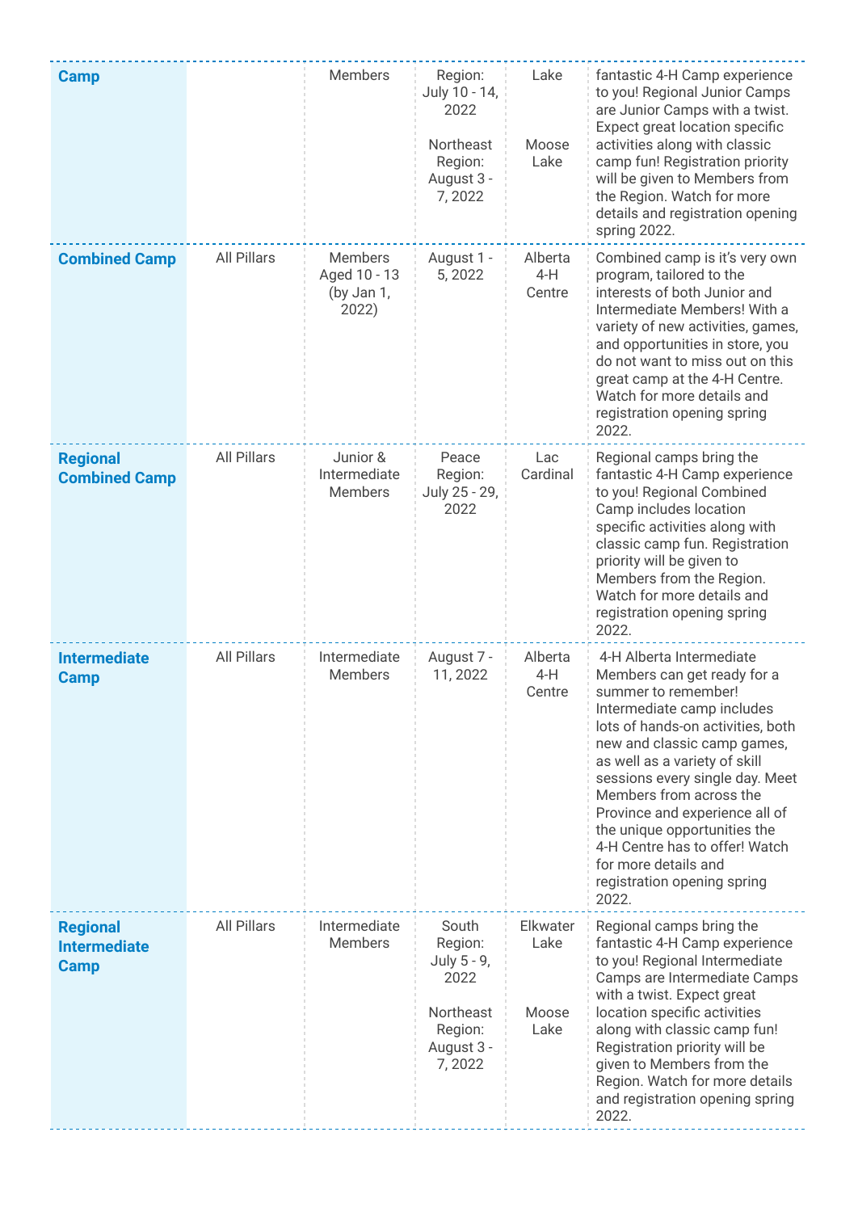| | | | | | |
|---|---|---|---|---|---|
| **Camp** | | Members | Region: July 10 - 14, 2022<br><br>Northeast Region: August 3 - 7, 2022 | Lake<br><br>Moose Lake | fantastic 4-H Camp experience to you! Regional Junior Camps are Junior Camps with a twist. Expect great location specific activities along with classic camp fun! Registration priority will be given to Members from the Region. Watch for more details and registration opening spring 2022. |
| **Combined Camp** | All Pillars | Members Aged 10 - 13 (by Jan 1, 2022) | August 1 - 5, 2022 | Alberta 4-H Centre | Combined camp is it's very own program, tailored to the interests of both Junior and Intermediate Members! With a variety of new activities, games, and opportunities in store, you do not want to miss out on this great camp at the 4-H Centre. Watch for more details and registration opening spring 2022. |
| **Regional Combined Camp** | All Pillars | Junior & Intermediate Members | Peace Region: July 25 - 29, 2022 | Lac Cardinal | Regional camps bring the fantastic 4-H Camp experience to you! Regional Combined Camp includes location specific activities along with classic camp fun. Registration priority will be given to Members from the Region. Watch for more details and registration opening spring 2022. |
| **Intermediate Camp** | All Pillars | Intermediate Members | August 7 - 11, 2022 | Alberta 4-H Centre | 4-H Alberta Intermediate Members can get ready for a summer to remember! Intermediate camp includes lots of hands-on activities, both new and classic camp games, as well as a variety of skill sessions every single day. Meet Members from across the Province and experience all of the unique opportunities the 4-H Centre has to offer! Watch for more details and registration opening spring 2022. |
| **Regional Intermediate Camp** | All Pillars | Intermediate Members | South Region: July 5 - 9, 2022<br><br>Northeast Region: August 3 - 7, 2022 | Elkwater Lake<br><br>Moose Lake | Regional camps bring the fantastic 4-H Camp experience to you! Regional Intermediate Camps are Intermediate Camps with a twist. Expect great location specific activities along with classic camp fun! Registration priority will be given to Members from the Region. Watch for more details and registration opening spring 2022. |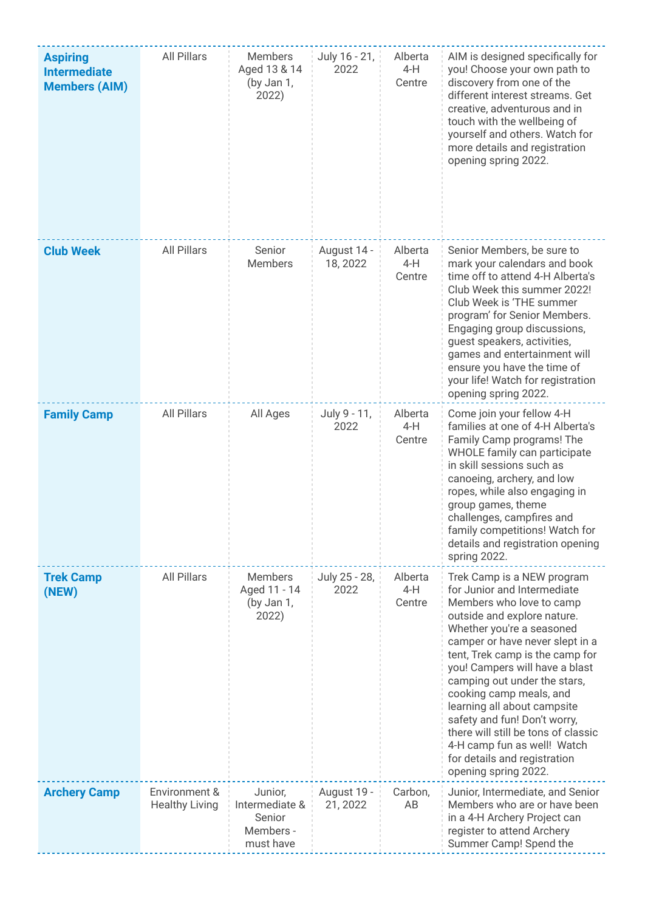| | | | | | |
|---|---|---|---|---|---|
| **Aspiring Intermediate Members (AIM)** | All Pillars | Members Aged 13 & 14 (by Jan 1, 2022) | July 16 - 21, 2022 | Alberta 4-H Centre | AIM is designed specifically for you! Choose your own path to discovery from one of the different interest streams. Get creative, adventurous and in touch with the wellbeing of yourself and others. Watch for more details and registration opening spring 2022. |
| **Club Week** | All Pillars | Senior Members | August 14 - 18, 2022 | Alberta 4-H Centre | Senior Members, be sure to mark your calendars and book time off to attend 4-H Alberta's Club Week this summer 2022! Club Week is 'THE summer program' for Senior Members. Engaging group discussions, guest speakers, activities, games and entertainment will ensure you have the time of your life! Watch for registration opening spring 2022. |
| **Family Camp** | All Pillars | All Ages | July 9 - 11, 2022 | Alberta 4-H Centre | Come join your fellow 4-H families at one of 4-H Alberta's Family Camp programs! The WHOLE family can participate in skill sessions such as canoeing, archery, and low ropes, while also engaging in group games, theme challenges, campfires and family competitions! Watch for details and registration opening spring 2022. |
| **Trek Camp (NEW)** | All Pillars | Members Aged 11 - 14 (by Jan 1, 2022) | July 25 - 28, 2022 | Alberta 4-H Centre | Trek Camp is a NEW program for Junior and Intermediate Members who love to camp outside and explore nature. Whether you're a seasoned camper or have never slept in a tent, Trek camp is the camp for you! Campers will have a blast camping out under the stars, cooking camp meals, and learning all about campsite safety and fun! Don't worry, there will still be tons of classic 4-H camp fun as well! Watch for details and registration opening spring 2022. |
| **Archery Camp** | Environment & Healthy Living | Junior, Intermediate & Senior Members - must have | August 19 - 21, 2022 | Carbon, AB | Junior, Intermediate, and Senior Members who are or have been in a 4-H Archery Project can register to attend Archery Summer Camp! Spend the |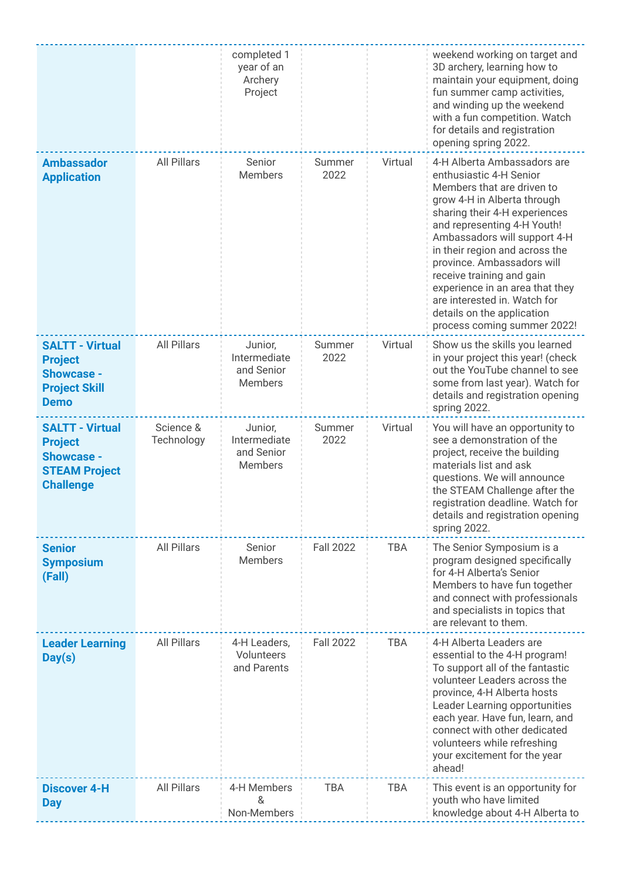| | | | | | |
|---|---|---|---|---|---|
| | | completed 1 year of an Archery Project | | | weekend working on target and 3D archery, learning how to maintain your equipment, doing fun summer camp activities, and winding up the weekend with a fun competition. Watch for details and registration opening spring 2022. |
| **Ambassador Application** | All Pillars | Senior Members | Summer 2022 | Virtual | 4-H Alberta Ambassadors are enthusiastic 4-H Senior Members that are driven to grow 4-H in Alberta through sharing their 4-H experiences and representing 4-H Youth! Ambassadors will support 4-H in their region and across the province. Ambassadors will receive training and gain experience in an area that they are interested in. Watch for details on the application process coming summer 2022! |
| **SALTT - Virtual Project Showcase - Project Skill Demo** | All Pillars | Junior, Intermediate and Senior Members | Summer 2022 | Virtual | Show us the skills you learned in your project this year! (check out the YouTube channel to see some from last year). Watch for details and registration opening spring 2022. |
| **SALTT - Virtual Project Showcase - STEAM Project Challenge** | Science & Technology | Junior, Intermediate and Senior Members | Summer 2022 | Virtual | You will have an opportunity to see a demonstration of the project, receive the building materials list and ask questions. We will announce the STEAM Challenge after the registration deadline. Watch for details and registration opening spring 2022. |
| **Senior Symposium (Fall)** | All Pillars | Senior Members | Fall 2022 | TBA | The Senior Symposium is a program designed specifically for 4-H Alberta's Senior Members to have fun together and connect with professionals and specialists in topics that are relevant to them. |
| **Leader Learning Day(s)** | All Pillars | 4-H Leaders, Volunteers and Parents | Fall 2022 | TBA | 4-H Alberta Leaders are essential to the 4-H program! To support all of the fantastic volunteer Leaders across the province, 4-H Alberta hosts Leader Learning opportunities each year. Have fun, learn, and connect with other dedicated volunteers while refreshing your excitement for the year ahead! |
| **Discover 4-H Day** | All Pillars | 4-H Members & Non-Members | TBA | TBA | This event is an opportunity for youth who have limited knowledge about 4-H Alberta to |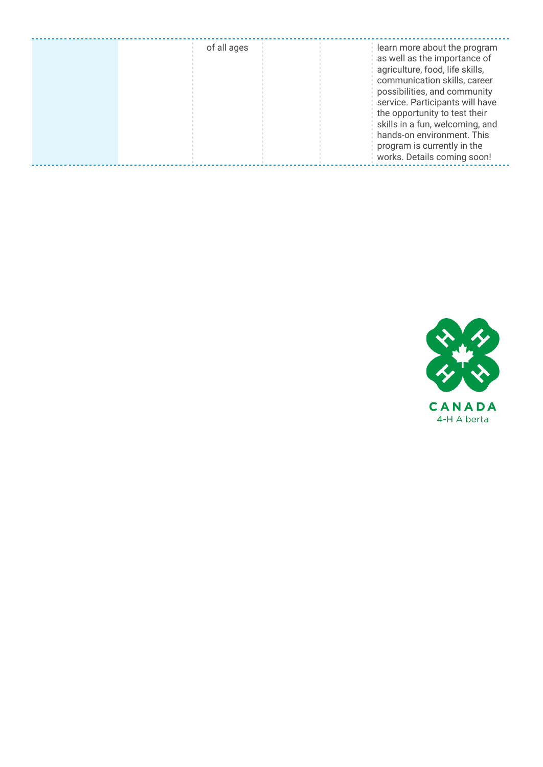| | | | | | |
|---|---|---|---|---|---|
| | | of all ages | | | learn more about the program as well as the importance of agriculture, food, life skills, communication skills, career possibilities, and community service. Participants will have the opportunity to test their skills in a fun, welcoming, and hands-on environment. This program is currently in the works. Details coming soon! |

CANADA
4-H Alberta